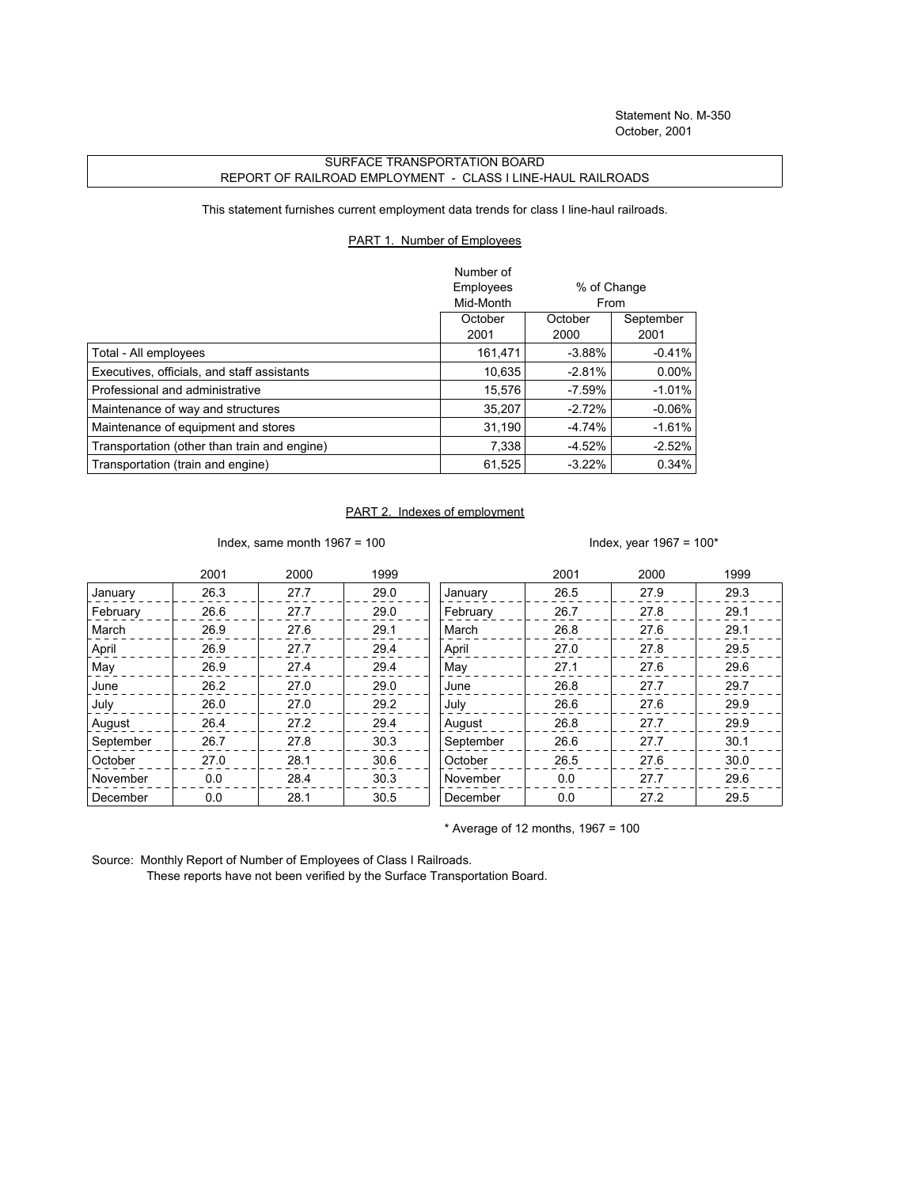Statement No. M-350
October, 2001

# SURFACE TRANSPORTATION BOARD
## REPORT OF RAILROAD EMPLOYMENT - CLASS I LINE-HAUL RAILROADS

This statement furnishes current employment data trends for class I line-haul railroads.

### PART 1. Number of Employees

| | Number of Employees Mid-Month | % of Change From | |
|---|---|---|---|
| | October 2001 | October 2000 | September 2001 |
| Total - All employees | 161,471 | -3.88% | -0.41% |
| Executives, officials, and staff assistants | 10,635 | -2.81% | 0.00% |
| Professional and administrative | 15,576 | -7.59% | -1.01% |
| Maintenance of way and structures | 35,207 | -2.72% | -0.06% |
| Maintenance of equipment and stores | 31,190 | -4.74% | -1.61% |
| Transportation (other than train and engine) | 7,338 | -4.52% | -2.52% |
| Transportation (train and engine) | 61,525 | -3.22% | 0.34% |

### PART 2. Indexes of employment

Index, same month 1967 = 100

| | 2001 | 2000 | 1999 |
|---|---|---|---|
| January | 26.3 | 27.7 | 29.0 |
| February | 26.6 | 27.7 | 29.0 |
| March | 26.9 | 27.6 | 29.1 |
| April | 26.9 | 27.7 | 29.4 |
| May | 26.9 | 27.4 | 29.4 |
| June | 26.2 | 27.0 | 29.0 |
| July | 26.0 | 27.0 | 29.2 |
| August | 26.4 | 27.2 | 29.4 |
| September | 26.7 | 27.8 | 30.3 |
| October | 27.0 | 28.1 | 30.6 |
| November | 0.0 | 28.4 | 30.3 |
| December | 0.0 | 28.1 | 30.5 |

Index, year 1967 = 100*

| | 2001 | 2000 | 1999 |
|---|---|---|---|
| January | 26.5 | 27.9 | 29.3 |
| February | 26.7 | 27.8 | 29.1 |
| March | 26.8 | 27.6 | 29.1 |
| April | 27.0 | 27.8 | 29.5 |
| May | 27.1 | 27.6 | 29.6 |
| June | 26.8 | 27.7 | 29.7 |
| July | 26.6 | 27.6 | 29.9 |
| August | 26.8 | 27.7 | 29.9 |
| September | 26.6 | 27.7 | 30.1 |
| October | 26.5 | 27.6 | 30.0 |
| November | 0.0 | 27.7 | 29.6 |
| December | 0.0 | 27.2 | 29.5 |

* Average of 12 months, 1967 = 100

Source: Monthly Report of Number of Employees of Class I Railroads.
These reports have not been verified by the Surface Transportation Board.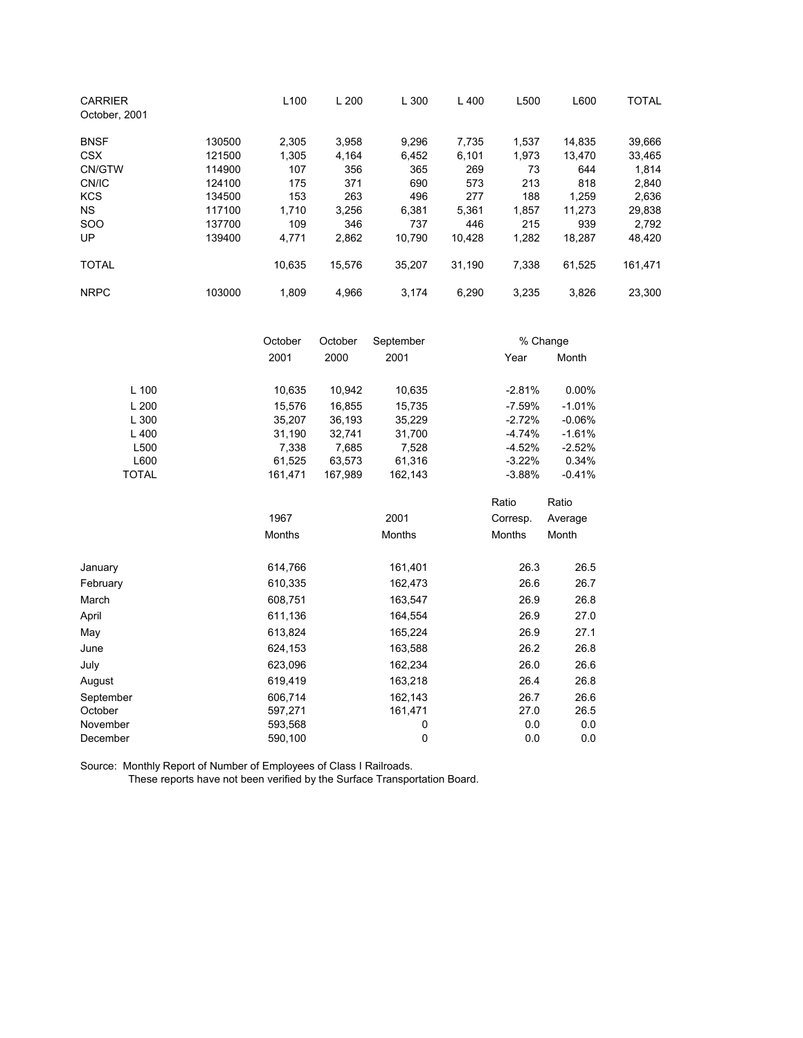| CARRIER October, 2001 | | L100 | L 200 | L 300 | L 400 | L500 | L600 | TOTAL |
|---|---|---|---|---|---|---|---|---|
| BNSF | 130500 | 2,305 | 3,958 | 9,296 | 7,735 | 1,537 | 14,835 | 39,666 |
| CSX | 121500 | 1,305 | 4,164 | 6,452 | 6,101 | 1,973 | 13,470 | 33,465 |
| CN/GTW | 114900 | 107 | 356 | 365 | 269 | 73 | 644 | 1,814 |
| CN/IC | 124100 | 175 | 371 | 690 | 573 | 213 | 818 | 2,840 |
| KCS | 134500 | 153 | 263 | 496 | 277 | 188 | 1,259 | 2,636 |
| NS | 117100 | 1,710 | 3,256 | 6,381 | 5,361 | 1,857 | 11,273 | 29,838 |
| SOO | 137700 | 109 | 346 | 737 | 446 | 215 | 939 | 2,792 |
| UP | 139400 | 4,771 | 2,862 | 10,790 | 10,428 | 1,282 | 18,287 | 48,420 |
| TOTAL | | 10,635 | 15,576 | 35,207 | 31,190 | 7,338 | 61,525 | 161,471 |
| NRPC | 103000 | 1,809 | 4,966 | 3,174 | 6,290 | 3,235 | 3,826 | 23,300 |

| | October 2001 | October 2000 | September 2001 | % Change Year | % Change Month |
|---|---|---|---|---|---|
| L 100 | 10,635 | 10,942 | 10,635 | -2.81% | 0.00% |
| L 200 | 15,576 | 16,855 | 15,735 | -7.59% | -1.01% |
| L 300 | 35,207 | 36,193 | 35,229 | -2.72% | -0.06% |
| L 400 | 31,190 | 32,741 | 31,700 | -4.74% | -1.61% |
| L500 | 7,338 | 7,685 | 7,528 | -4.52% | -2.52% |
| L600 | 61,525 | 63,573 | 61,316 | -3.22% | 0.34% |
| TOTAL | 161,471 | 167,989 | 162,143 | -3.88% | -0.41% |

| | 1967 Months | 2001 Months | Ratio Corresp. Months | Ratio Average Month |
|---|---|---|---|---|
| January | 614,766 | 161,401 | 26.3 | 26.5 |
| February | 610,335 | 162,473 | 26.6 | 26.7 |
| March | 608,751 | 163,547 | 26.9 | 26.8 |
| April | 611,136 | 164,554 | 26.9 | 27.0 |
| May | 613,824 | 165,224 | 26.9 | 27.1 |
| June | 624,153 | 163,588 | 26.2 | 26.8 |
| July | 623,096 | 162,234 | 26.0 | 26.6 |
| August | 619,419 | 163,218 | 26.4 | 26.8 |
| September | 606,714 | 162,143 | 26.7 | 26.6 |
| October | 597,271 | 161,471 | 27.0 | 26.5 |
| November | 593,568 | 0 | 0.0 | 0.0 |
| December | 590,100 | 0 | 0.0 | 0.0 |

Source: Monthly Report of Number of Employees of Class I Railroads.
These reports have not been verified by the Surface Transportation Board.